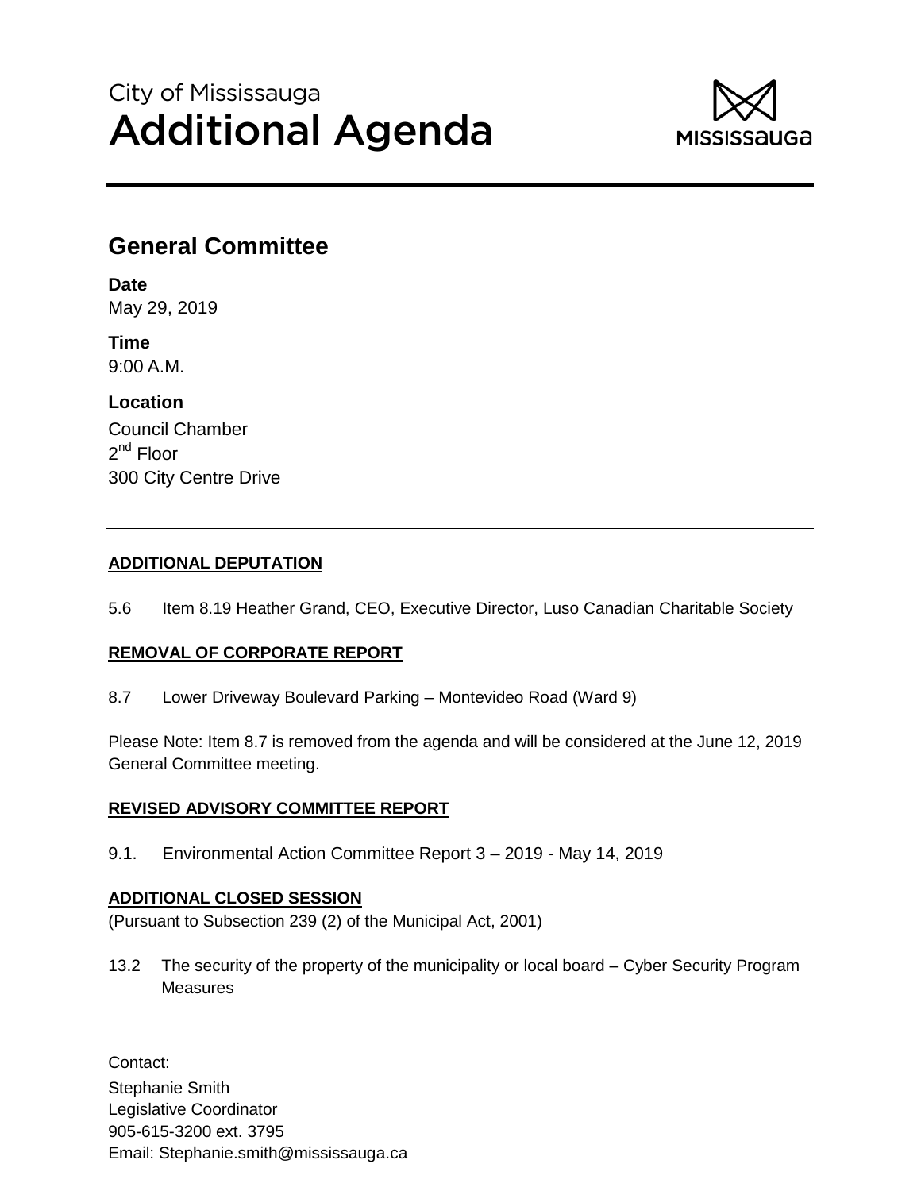City of Mississauga

# Additional Agenda

## General Committee

**Date**
May 29, 2019

**Time**
9:00 A.M.

**Location**
Council Chamber
2nd Floor
300 City Centre Drive

---

**ADDITIONAL DEPUTATION**

5.6 Item 8.19 Heather Grand, CEO, Executive Director, Luso Canadian Charitable Society

**REMOVAL OF CORPORATE REPORT**

8.7 Lower Driveway Boulevard Parking – Montevideo Road (Ward 9)

Please Note: Item 8.7 is removed from the agenda and will be considered at the June 12, 2019 General Committee meeting.

**REVISED ADVISORY COMMITTEE REPORT**

9.1. Environmental Action Committee Report 3 – 2019 - May 14, 2019

**ADDITIONAL CLOSED SESSION**
(Pursuant to Subsection 239 (2) of the Municipal Act, 2001)

13.2 The security of the property of the municipality or local board – Cyber Security Program Measures

Contact:
Stephanie Smith
Legislative Coordinator
905-615-3200 ext. 3795
Email: Stephanie.smith@mississauga.ca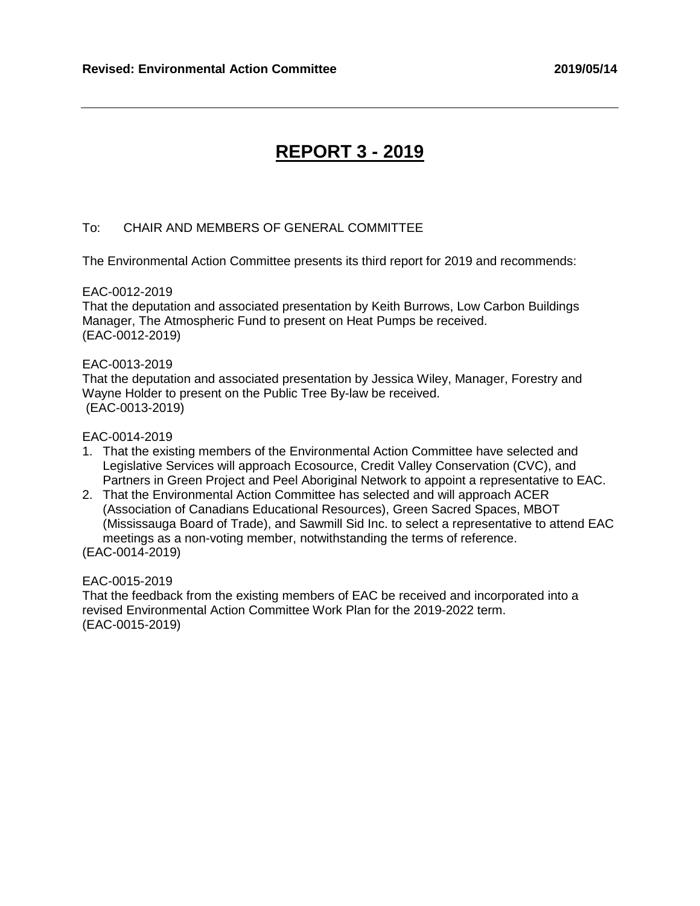**Revised: Environmental Action Committee** **2019/05/14**

---

# REPORT 3 - 2019

To: CHAIR AND MEMBERS OF GENERAL COMMITTEE

The Environmental Action Committee presents its third report for 2019 and recommends:

EAC-0012-2019
That the deputation and associated presentation by Keith Burrows, Low Carbon Buildings Manager, The Atmospheric Fund to present on Heat Pumps be received.
(EAC-0012-2019)

EAC-0013-2019
That the deputation and associated presentation by Jessica Wiley, Manager, Forestry and Wayne Holder to present on the Public Tree By-law be received.
(EAC-0013-2019)

EAC-0014-2019

1. That the existing members of the Environmental Action Committee have selected and Legislative Services will approach Ecosource, Credit Valley Conservation (CVC), and Partners in Green Project and Peel Aboriginal Network to appoint a representative to EAC.
2. That the Environmental Action Committee has selected and will approach ACER (Association of Canadians Educational Resources), Green Sacred Spaces, MBOT (Mississauga Board of Trade), and Sawmill Sid Inc. to select a representative to attend EAC meetings as a non-voting member, notwithstanding the terms of reference.

(EAC-0014-2019)

EAC-0015-2019
That the feedback from the existing members of EAC be received and incorporated into a revised Environmental Action Committee Work Plan for the 2019-2022 term.
(EAC-0015-2019)